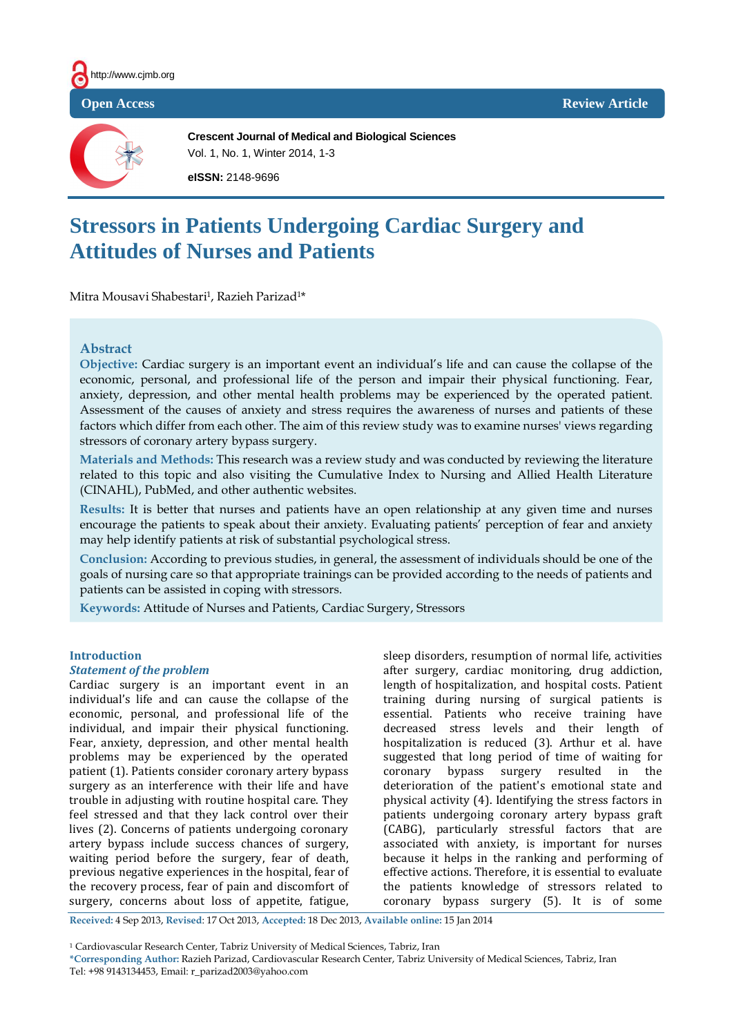Open Access | Review Article

**Crescent Journal of Medical and Biological Sciences**
Vol. 1, No. 1, Winter 2014, 1-3
**eISSN:** 2148-9696

# Stressors in Patients Undergoing Cardiac Surgery and Attitudes of Nurses and Patients

Mitra Mousavi Shabestari[1], Razieh Parizad[1]*

## Abstract

**Objective:** Cardiac surgery is an important event an individual's life and can cause the collapse of the economic, personal, and professional life of the person and impair their physical functioning. Fear, anxiety, depression, and other mental health problems may be experienced by the operated patient. Assessment of the causes of anxiety and stress requires the awareness of nurses and patients of these factors which differ from each other. The aim of this review study was to examine nurses' views regarding stressors of coronary artery bypass surgery.

**Materials and Methods:** This research was a review study and was conducted by reviewing the literature related to this topic and also visiting the Cumulative Index to Nursing and Allied Health Literature (CINAHL), PubMed, and other authentic websites.

**Results:** It is better that nurses and patients have an open relationship at any given time and nurses encourage the patients to speak about their anxiety. Evaluating patients' perception of fear and anxiety may help identify patients at risk of substantial psychological stress.

**Conclusion:** According to previous studies, in general, the assessment of individuals should be one of the goals of nursing care so that appropriate trainings can be provided according to the needs of patients and patients can be assisted in coping with stressors.

**Keywords:** Attitude of Nurses and Patients, Cardiac Surgery, Stressors

## Introduction

### *Statement of the problem*

Cardiac surgery is an important event in an individual's life and can cause the collapse of the economic, personal, and professional life of the individual, and impair their physical functioning. Fear, anxiety, depression, and other mental health problems may be experienced by the operated patient (1). Patients consider coronary artery bypass surgery as an interference with their life and have trouble in adjusting with routine hospital care. They feel stressed and that they lack control over their lives (2). Concerns of patients undergoing coronary artery bypass include success chances of surgery, waiting period before the surgery, fear of death, previous negative experiences in the hospital, fear of the recovery process, fear of pain and discomfort of surgery, concerns about loss of appetite, fatigue, sleep disorders, resumption of normal life, activities after surgery, cardiac monitoring, drug addiction, length of hospitalization, and hospital costs. Patient training during nursing of surgical patients is essential. Patients who receive training have decreased stress levels and their length of hospitalization is reduced (3). Arthur et al. have suggested that long period of time of waiting for coronary bypass surgery resulted in the deterioration of the patient's emotional state and physical activity (4). Identifying the stress factors in patients undergoing coronary artery bypass graft (CABG), particularly stressful factors that are associated with anxiety, is important for nurses because it helps in the ranking and performing of effective actions. Therefore, it is essential to evaluate the patients knowledge of stressors related to coronary bypass surgery (5). It is of some

**Received:** 4 Sep 2013, **Revised:** 17 Oct 2013, **Accepted:** 18 Dec 2013, **Available online:** 15 Jan 2014

[1] Cardiovascular Research Center, Tabriz University of Medical Sciences, Tabriz, Iran
***Corresponding Author:** Razieh Parizad, Cardiovascular Research Center, Tabriz University of Medical Sciences, Tabriz, Iran
Tel: +98 9143134453, Email: r_parizad2003@yahoo.com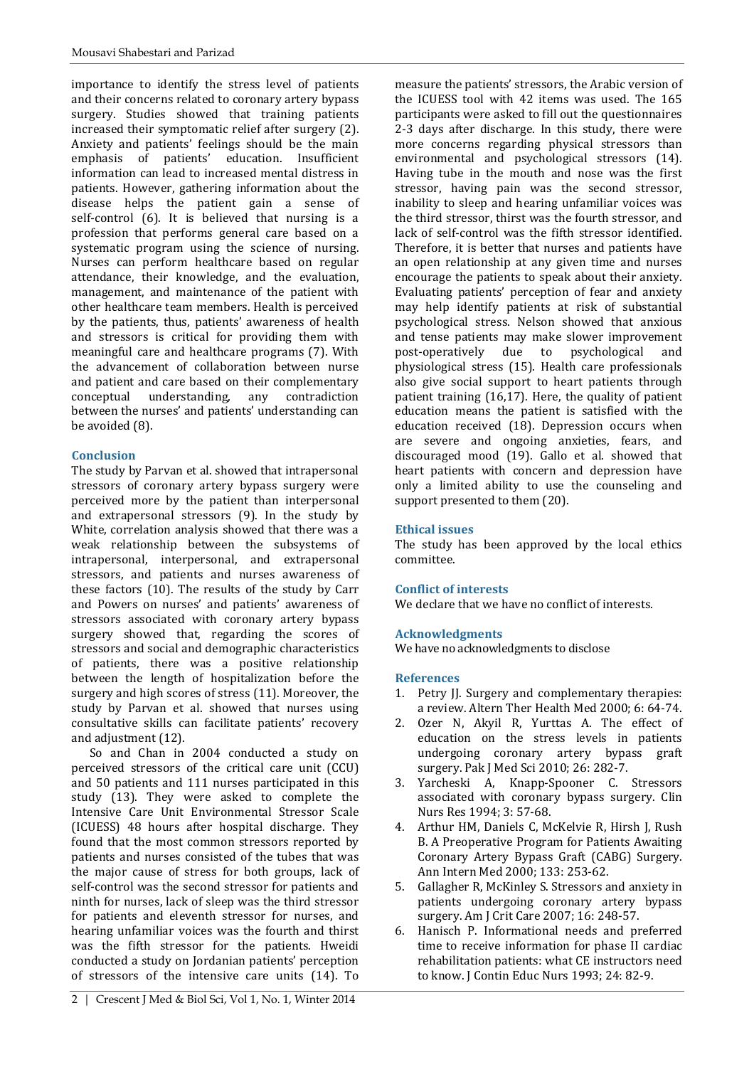importance to identify the stress level of patients and their concerns related to coronary artery bypass surgery. Studies showed that training patients increased their symptomatic relief after surgery (2). Anxiety and patients' feelings should be the main emphasis of patients' education. Insufficient information can lead to increased mental distress in patients. However, gathering information about the disease helps the patient gain a sense of self-control (6). It is believed that nursing is a profession that performs general care based on a systematic program using the science of nursing. Nurses can perform healthcare based on regular attendance, their knowledge, and the evaluation, management, and maintenance of the patient with other healthcare team members. Health is perceived by the patients, thus, patients' awareness of health and stressors is critical for providing them with meaningful care and healthcare programs (7). With the advancement of collaboration between nurse and patient and care based on their complementary conceptual understanding, any contradiction between the nurses' and patients' understanding can be avoided (8).

## Conclusion

The study by Parvan et al. showed that intrapersonal stressors of coronary artery bypass surgery were perceived more by the patient than interpersonal and extrapersonal stressors (9). In the study by White, correlation analysis showed that there was a weak relationship between the subsystems of intrapersonal, interpersonal, and extrapersonal stressors, and patients and nurses awareness of these factors (10). The results of the study by Carr and Powers on nurses' and patients' awareness of stressors associated with coronary artery bypass surgery showed that, regarding the scores of stressors and social and demographic characteristics of patients, there was a positive relationship between the length of hospitalization before the surgery and high scores of stress (11). Moreover, the study by Parvan et al. showed that nurses using consultative skills can facilitate patients' recovery and adjustment (12).

So and Chan in 2004 conducted a study on perceived stressors of the critical care unit (CCU) and 50 patients and 111 nurses participated in this study (13). They were asked to complete the Intensive Care Unit Environmental Stressor Scale (ICUESS) 48 hours after hospital discharge. They found that the most common stressors reported by patients and nurses consisted of the tubes that was the major cause of stress for both groups, lack of self-control was the second stressor for patients and ninth for nurses, lack of sleep was the third stressor for patients and eleventh stressor for nurses, and hearing unfamiliar voices was the fourth and thirst was the fifth stressor for the patients. Hweidi conducted a study on Jordanian patients' perception of stressors of the intensive care units (14). To measure the patients' stressors, the Arabic version of the ICUESS tool with 42 items was used. The 165 participants were asked to fill out the questionnaires 2-3 days after discharge. In this study, there were more concerns regarding physical stressors than environmental and psychological stressors (14). Having tube in the mouth and nose was the first stressor, having pain was the second stressor, inability to sleep and hearing unfamiliar voices was the third stressor, thirst was the fourth stressor, and lack of self-control was the fifth stressor identified. Therefore, it is better that nurses and patients have an open relationship at any given time and nurses encourage the patients to speak about their anxiety. Evaluating patients' perception of fear and anxiety may help identify patients at risk of substantial psychological stress. Nelson showed that anxious and tense patients may make slower improvement post-operatively due to psychological and physiological stress (15). Health care professionals also give social support to heart patients through patient training (16,17). Here, the quality of patient education means the patient is satisfied with the education received (18). Depression occurs when are severe and ongoing anxieties, fears, and discouraged mood (19). Gallo et al. showed that heart patients with concern and depression have only a limited ability to use the counseling and support presented to them (20).

## Ethical issues

The study has been approved by the local ethics committee.

## Conflict of interests

We declare that we have no conflict of interests.

## Acknowledgments

We have no acknowledgments to disclose

## References

1. Petry JJ. Surgery and complementary therapies: a review. Altern Ther Health Med 2000; 6: 64-74.
2. Ozer N, Akyil R, Yurttas A. The effect of education on the stress levels in patients undergoing coronary artery bypass graft surgery. Pak J Med Sci 2010; 26: 282-7.
3. Yarcheski A, Knapp-Spooner C. Stressors associated with coronary bypass surgery. Clin Nurs Res 1994; 3: 57-68.
4. Arthur HM, Daniels C, McKelvie R, Hirsh J, Rush B. A Preoperative Program for Patients Awaiting Coronary Artery Bypass Graft (CABG) Surgery. Ann Intern Med 2000; 133: 253-62.
5. Gallagher R, McKinley S. Stressors and anxiety in patients undergoing coronary artery bypass surgery. Am J Crit Care 2007; 16: 248-57.
6. Hanisch P. Informational needs and preferred time to receive information for phase II cardiac rehabilitation patients: what CE instructors need to know. J Contin Educ Nurs 1993; 24: 82-9.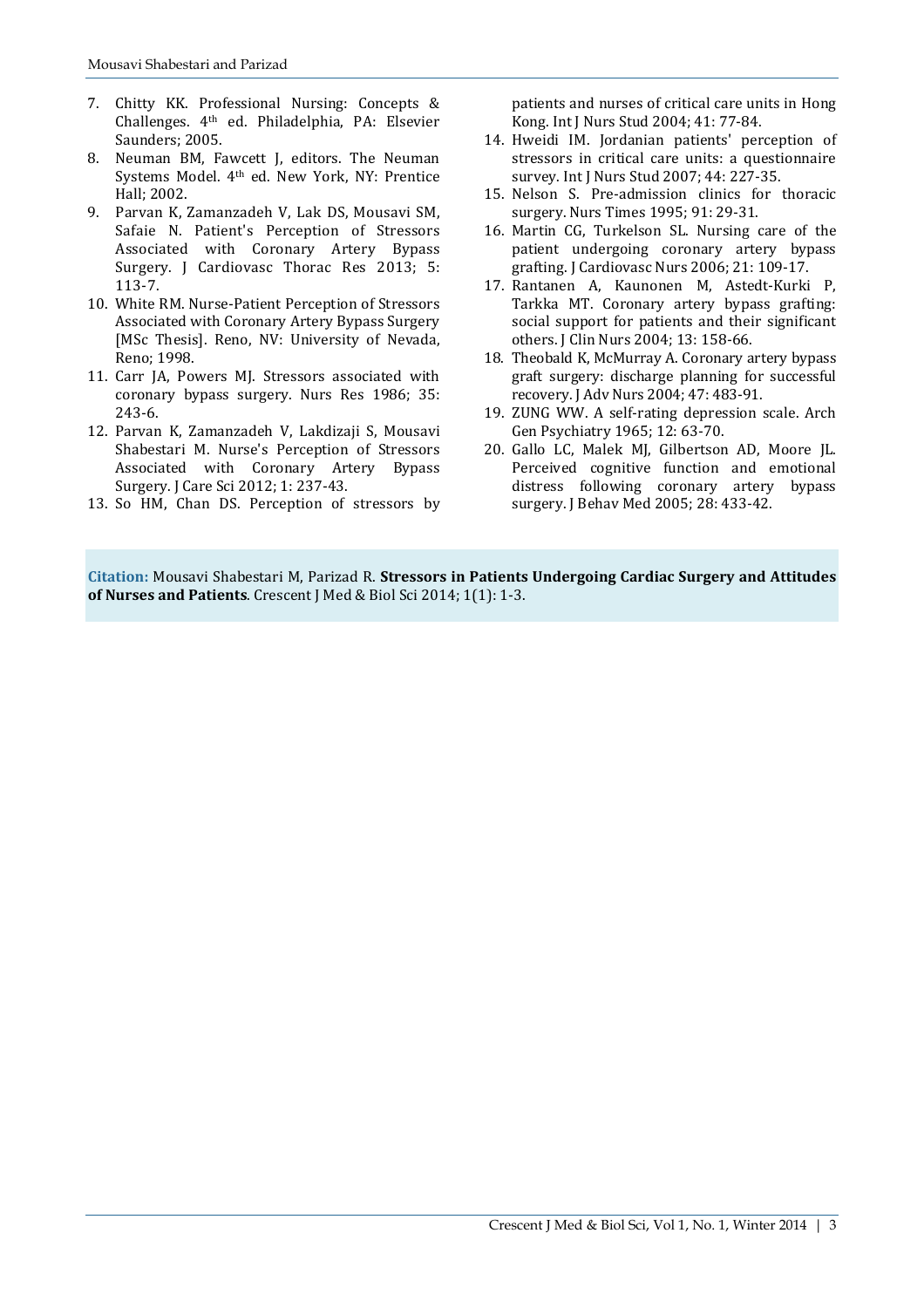7. Chitty KK. Professional Nursing: Concepts & Challenges. 4th ed. Philadelphia, PA: Elsevier Saunders; 2005.
8. Neuman BM, Fawcett J, editors. The Neuman Systems Model. 4th ed. New York, NY: Prentice Hall; 2002.
9. Parvan K, Zamanzadeh V, Lak DS, Mousavi SM, Safaie N. Patient's Perception of Stressors Associated with Coronary Artery Bypass Surgery. J Cardiovasc Thorac Res 2013; 5: 113-7.
10. White RM. Nurse-Patient Perception of Stressors Associated with Coronary Artery Bypass Surgery [MSc Thesis]. Reno, NV: University of Nevada, Reno; 1998.
11. Carr JA, Powers MJ. Stressors associated with coronary bypass surgery. Nurs Res 1986; 35: 243-6.
12. Parvan K, Zamanzadeh V, Lakdizaji S, Mousavi Shabestari M. Nurse's Perception of Stressors Associated with Coronary Artery Bypass Surgery. J Care Sci 2012; 1: 237-43.
13. So HM, Chan DS. Perception of stressors by patients and nurses of critical care units in Hong Kong. Int J Nurs Stud 2004; 41: 77-84.
14. Hweidi IM. Jordanian patients' perception of stressors in critical care units: a questionnaire survey. Int J Nurs Stud 2007; 44: 227-35.
15. Nelson S. Pre-admission clinics for thoracic surgery. Nurs Times 1995; 91: 29-31.
16. Martin CG, Turkelson SL. Nursing care of the patient undergoing coronary artery bypass grafting. J Cardiovasc Nurs 2006; 21: 109-17.
17. Rantanen A, Kaunonen M, Astedt-Kurki P, Tarkka MT. Coronary artery bypass grafting: social support for patients and their significant others. J Clin Nurs 2004; 13: 158-66.
18. Theobald K, McMurray A. Coronary artery bypass graft surgery: discharge planning for successful recovery. J Adv Nurs 2004; 47: 483-91.
19. ZUNG WW. A self-rating depression scale. Arch Gen Psychiatry 1965; 12: 63-70.
20. Gallo LC, Malek MJ, Gilbertson AD, Moore JL. Perceived cognitive function and emotional distress following coronary artery bypass surgery. J Behav Med 2005; 28: 433-42.

**Citation:** Mousavi Shabestari M, Parizad R. **Stressors in Patients Undergoing Cardiac Surgery and Attitudes of Nurses and Patients**. Crescent J Med & Biol Sci 2014; 1(1): 1-3.